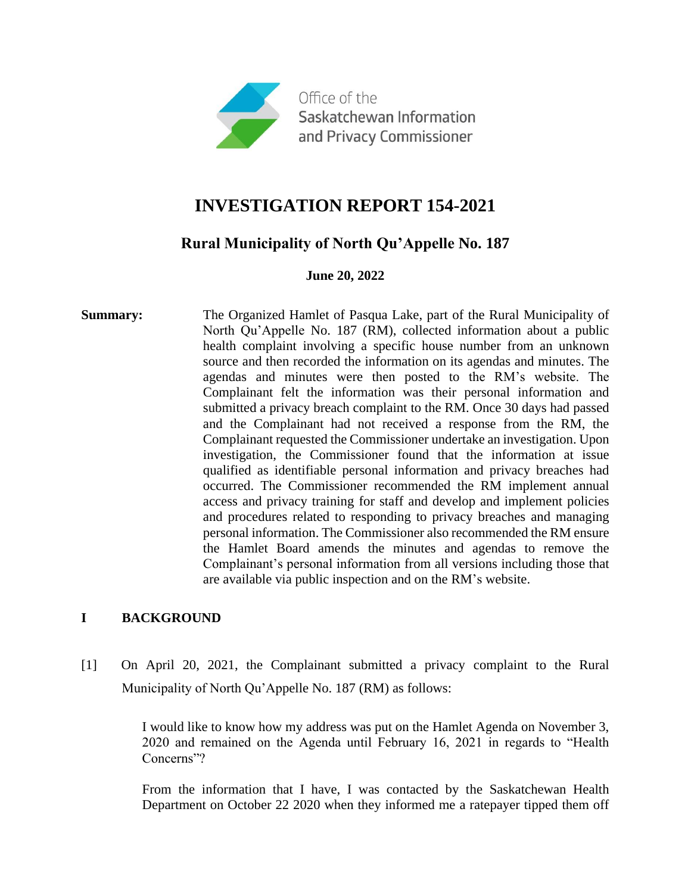Office of the Saskatchewan Information and Privacy Commissioner

# INVESTIGATION REPORT 154-2021

## Rural Municipality of North Qu'Appelle No. 187

**June 20, 2022**

**Summary:** The Organized Hamlet of Pasqua Lake, part of the Rural Municipality of North Qu'Appelle No. 187 (RM), collected information about a public health complaint involving a specific house number from an unknown source and then recorded the information on its agendas and minutes. The agendas and minutes were then posted to the RM's website. The Complainant felt the information was their personal information and submitted a privacy breach complaint to the RM. Once 30 days had passed and the Complainant had not received a response from the RM, the Complainant requested the Commissioner undertake an investigation. Upon investigation, the Commissioner found that the information at issue qualified as identifiable personal information and privacy breaches had occurred. The Commissioner recommended the RM implement annual access and privacy training for staff and develop and implement policies and procedures related to responding to privacy breaches and managing personal information. The Commissioner also recommended the RM ensure the Hamlet Board amends the minutes and agendas to remove the Complainant's personal information from all versions including those that are available via public inspection and on the RM's website.

## I BACKGROUND

[1] On April 20, 2021, the Complainant submitted a privacy complaint to the Rural Municipality of North Qu'Appelle No. 187 (RM) as follows:

> I would like to know how my address was put on the Hamlet Agenda on November 3, 2020 and remained on the Agenda until February 16, 2021 in regards to "Health Concerns"?
>
> From the information that I have, I was contacted by the Saskatchewan Health Department on October 22 2020 when they informed me a ratepayer tipped them off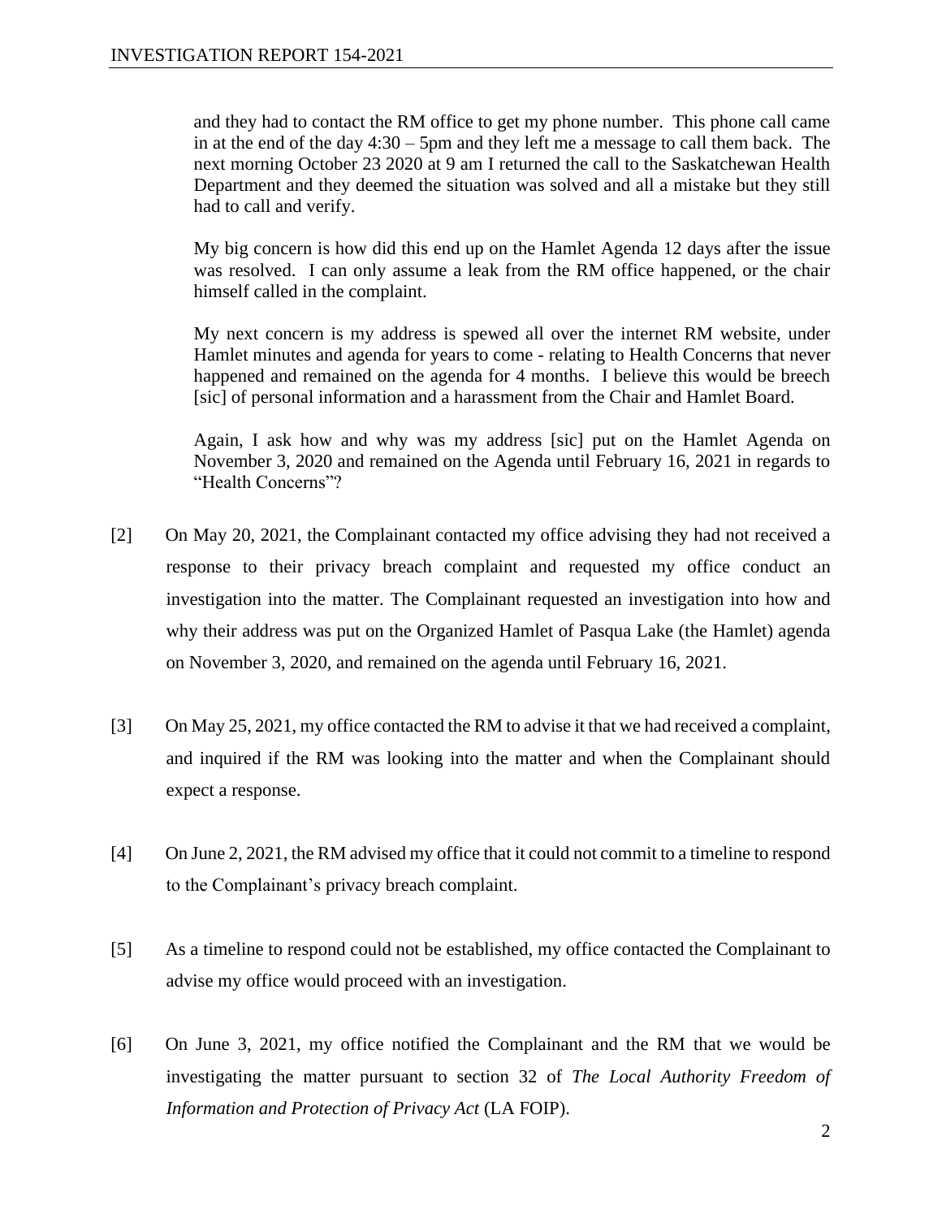> and they had to contact the RM office to get my phone number. This phone call came in at the end of the day 4:30 – 5pm and they left me a message to call them back. The next morning October 23 2020 at 9 am I returned the call to the Saskatchewan Health Department and they deemed the situation was solved and all a mistake but they still had to call and verify.
>
> My big concern is how did this end up on the Hamlet Agenda 12 days after the issue was resolved. I can only assume a leak from the RM office happened, or the chair himself called in the complaint.
>
> My next concern is my address is spewed all over the internet RM website, under Hamlet minutes and agenda for years to come - relating to Health Concerns that never happened and remained on the agenda for 4 months. I believe this would be breech [sic] of personal information and a harassment from the Chair and Hamlet Board.
>
> Again, I ask how and why was my address [sic] put on the Hamlet Agenda on November 3, 2020 and remained on the Agenda until February 16, 2021 in regards to "Health Concerns"?

[2] On May 20, 2021, the Complainant contacted my office advising they had not received a response to their privacy breach complaint and requested my office conduct an investigation into the matter. The Complainant requested an investigation into how and why their address was put on the Organized Hamlet of Pasqua Lake (the Hamlet) agenda on November 3, 2020, and remained on the agenda until February 16, 2021.

[3] On May 25, 2021, my office contacted the RM to advise it that we had received a complaint, and inquired if the RM was looking into the matter and when the Complainant should expect a response.

[4] On June 2, 2021, the RM advised my office that it could not commit to a timeline to respond to the Complainant's privacy breach complaint.

[5] As a timeline to respond could not be established, my office contacted the Complainant to advise my office would proceed with an investigation.

[6] On June 3, 2021, my office notified the Complainant and the RM that we would be investigating the matter pursuant to section 32 of *The Local Authority Freedom of Information and Protection of Privacy Act* (LA FOIP).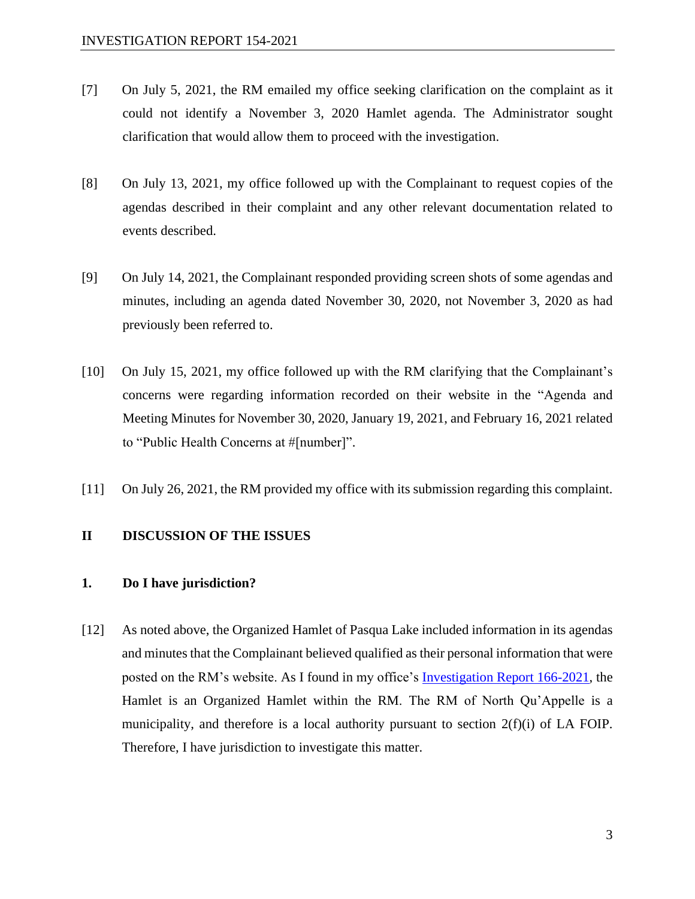[7] On July 5, 2021, the RM emailed my office seeking clarification on the complaint as it could not identify a November 3, 2020 Hamlet agenda. The Administrator sought clarification that would allow them to proceed with the investigation.

[8] On July 13, 2021, my office followed up with the Complainant to request copies of the agendas described in their complaint and any other relevant documentation related to events described.

[9] On July 14, 2021, the Complainant responded providing screen shots of some agendas and minutes, including an agenda dated November 30, 2020, not November 3, 2020 as had previously been referred to.

[10] On July 15, 2021, my office followed up with the RM clarifying that the Complainant's concerns were regarding information recorded on their website in the "Agenda and Meeting Minutes for November 30, 2020, January 19, 2021, and February 16, 2021 related to "Public Health Concerns at #[number]".

[11] On July 26, 2021, the RM provided my office with its submission regarding this complaint.

## II DISCUSSION OF THE ISSUES

### 1. Do I have jurisdiction?

[12] As noted above, the Organized Hamlet of Pasqua Lake included information in its agendas and minutes that the Complainant believed qualified as their personal information that were posted on the RM's website. As I found in my office's Investigation Report 166-2021, the Hamlet is an Organized Hamlet within the RM. The RM of North Qu'Appelle is a municipality, and therefore is a local authority pursuant to section 2(f)(i) of LA FOIP. Therefore, I have jurisdiction to investigate this matter.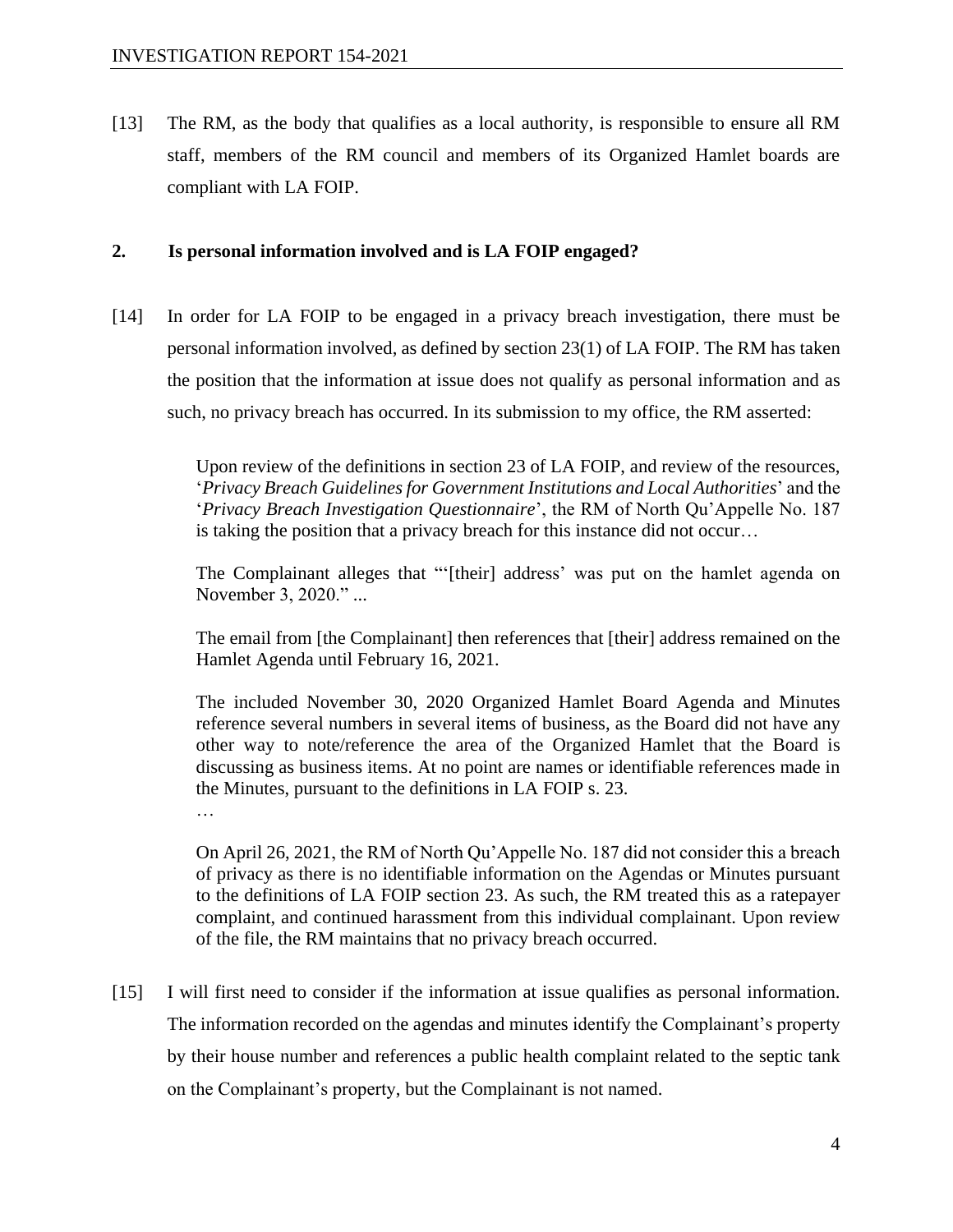[13] The RM, as the body that qualifies as a local authority, is responsible to ensure all RM staff, members of the RM council and members of its Organized Hamlet boards are compliant with LA FOIP.

## 2. Is personal information involved and is LA FOIP engaged?

[14] In order for LA FOIP to be engaged in a privacy breach investigation, there must be personal information involved, as defined by section 23(1) of LA FOIP. The RM has taken the position that the information at issue does not qualify as personal information and as such, no privacy breach has occurred. In its submission to my office, the RM asserted:

> Upon review of the definitions in section 23 of LA FOIP, and review of the resources, '*Privacy Breach Guidelines for Government Institutions and Local Authorities*' and the '*Privacy Breach Investigation Questionnaire*', the RM of North Qu'Appelle No. 187 is taking the position that a privacy breach for this instance did not occur…
>
> The Complainant alleges that "'[their] address' was put on the hamlet agenda on November 3, 2020." ...
>
> The email from [the Complainant] then references that [their] address remained on the Hamlet Agenda until February 16, 2021.
>
> The included November 30, 2020 Organized Hamlet Board Agenda and Minutes reference several numbers in several items of business, as the Board did not have any other way to note/reference the area of the Organized Hamlet that the Board is discussing as business items. At no point are names or identifiable references made in the Minutes, pursuant to the definitions in LA FOIP s. 23.
>
> …
>
> On April 26, 2021, the RM of North Qu'Appelle No. 187 did not consider this a breach of privacy as there is no identifiable information on the Agendas or Minutes pursuant to the definitions of LA FOIP section 23. As such, the RM treated this as a ratepayer complaint, and continued harassment from this individual complainant. Upon review of the file, the RM maintains that no privacy breach occurred.

[15] I will first need to consider if the information at issue qualifies as personal information. The information recorded on the agendas and minutes identify the Complainant's property by their house number and references a public health complaint related to the septic tank on the Complainant's property, but the Complainant is not named.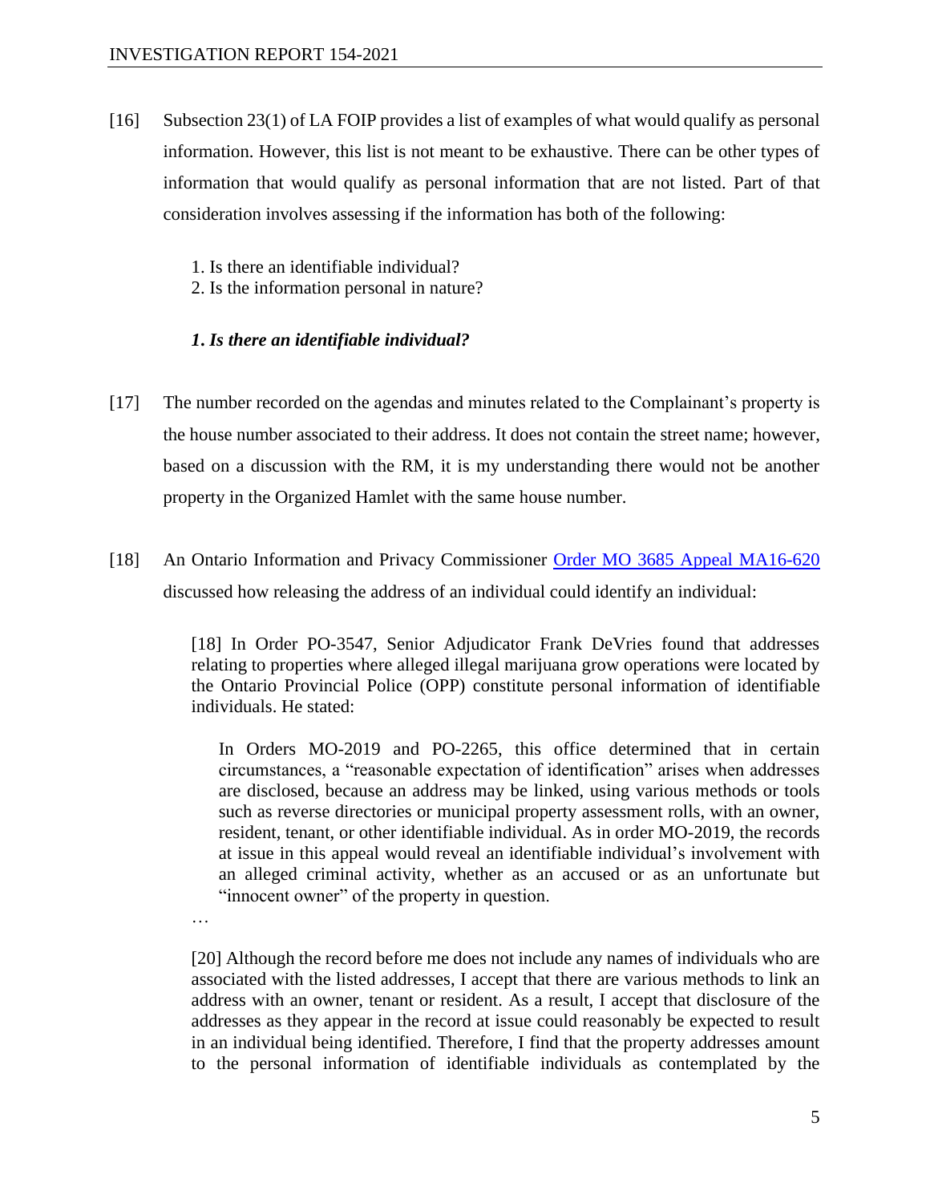[16] Subsection 23(1) of LA FOIP provides a list of examples of what would qualify as personal information. However, this list is not meant to be exhaustive. There can be other types of information that would qualify as personal information that are not listed. Part of that consideration involves assessing if the information has both of the following:

1. Is there an identifiable individual?
2. Is the information personal in nature?

### *1. Is there an identifiable individual?*

[17] The number recorded on the agendas and minutes related to the Complainant's property is the house number associated to their address. It does not contain the street name; however, based on a discussion with the RM, it is my understanding there would not be another property in the Organized Hamlet with the same house number.

[18] An Ontario Information and Privacy Commissioner [Order MO 3685 Appeal MA16-620](#) discussed how releasing the address of an individual could identify an individual:

> [18] In Order PO-3547, Senior Adjudicator Frank DeVries found that addresses relating to properties where alleged illegal marijuana grow operations were located by the Ontario Provincial Police (OPP) constitute personal information of identifiable individuals. He stated:
>
> > In Orders MO-2019 and PO-2265, this office determined that in certain circumstances, a "reasonable expectation of identification" arises when addresses are disclosed, because an address may be linked, using various methods or tools such as reverse directories or municipal property assessment rolls, with an owner, resident, tenant, or other identifiable individual. As in order MO-2019, the records at issue in this appeal would reveal an identifiable individual's involvement with an alleged criminal activity, whether as an accused or as an unfortunate but "innocent owner" of the property in question.
>
> …
>
> [20] Although the record before me does not include any names of individuals who are associated with the listed addresses, I accept that there are various methods to link an address with an owner, tenant or resident. As a result, I accept that disclosure of the addresses as they appear in the record at issue could reasonably be expected to result in an individual being identified. Therefore, I find that the property addresses amount to the personal information of identifiable individuals as contemplated by the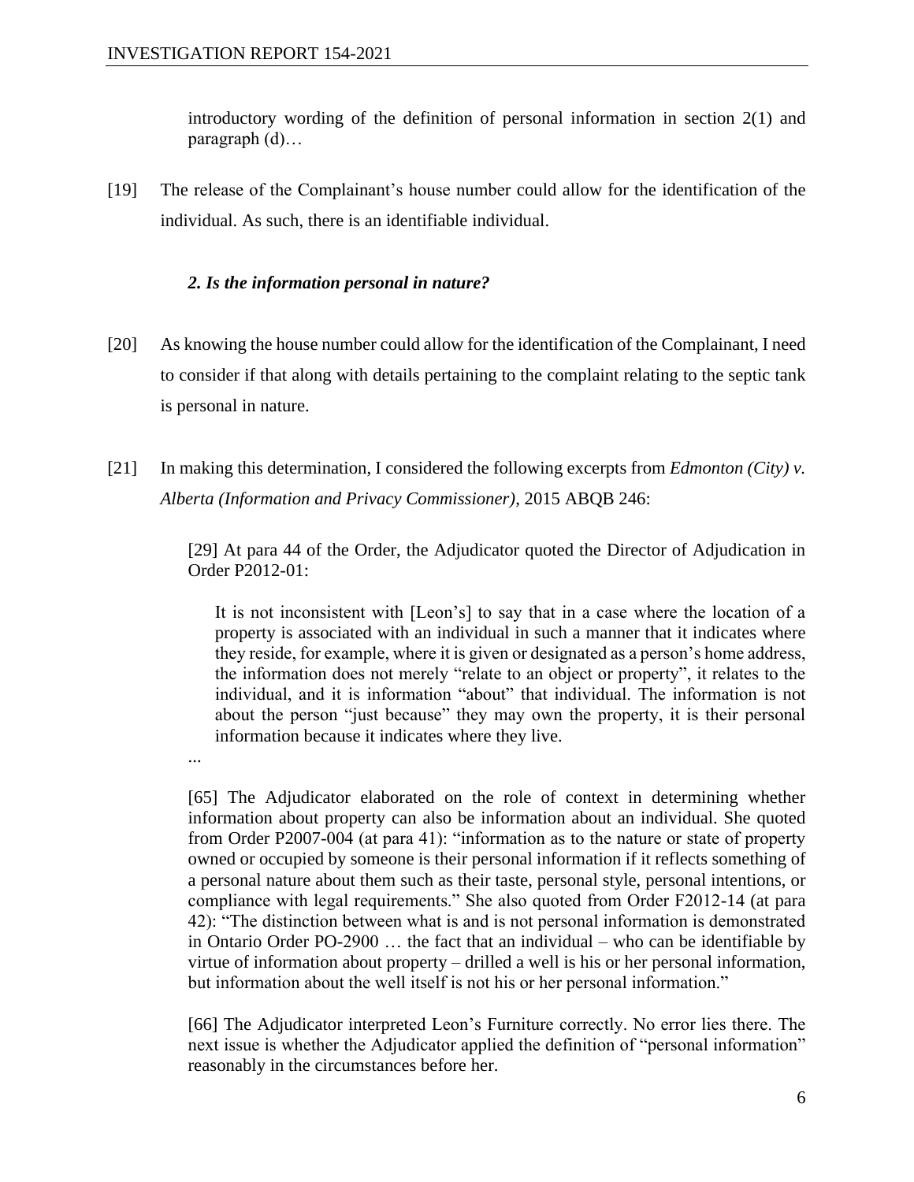introductory wording of the definition of personal information in section 2(1) and paragraph (d)…

[19] The release of the Complainant's house number could allow for the identification of the individual. As such, there is an identifiable individual.

### *2. Is the information personal in nature?*

[20] As knowing the house number could allow for the identification of the Complainant, I need to consider if that along with details pertaining to the complaint relating to the septic tank is personal in nature.

[21] In making this determination, I considered the following excerpts from *Edmonton (City) v. Alberta (Information and Privacy Commissioner)*, 2015 ABQB 246:

> [29] At para 44 of the Order, the Adjudicator quoted the Director of Adjudication in Order P2012-01:
>
> > It is not inconsistent with [Leon's] to say that in a case where the location of a property is associated with an individual in such a manner that it indicates where they reside, for example, where it is given or designated as a person's home address, the information does not merely "relate to an object or property", it relates to the individual, and it is information "about" that individual. The information is not about the person "just because" they may own the property, it is their personal information because it indicates where they live.
>
> ...
>
> [65] The Adjudicator elaborated on the role of context in determining whether information about property can also be information about an individual. She quoted from Order P2007-004 (at para 41): "information as to the nature or state of property owned or occupied by someone is their personal information if it reflects something of a personal nature about them such as their taste, personal style, personal intentions, or compliance with legal requirements." She also quoted from Order F2012-14 (at para 42): "The distinction between what is and is not personal information is demonstrated in Ontario Order PO-2900 … the fact that an individual – who can be identifiable by virtue of information about property – drilled a well is his or her personal information, but information about the well itself is not his or her personal information."
>
> [66] The Adjudicator interpreted Leon's Furniture correctly. No error lies there. The next issue is whether the Adjudicator applied the definition of "personal information" reasonably in the circumstances before her.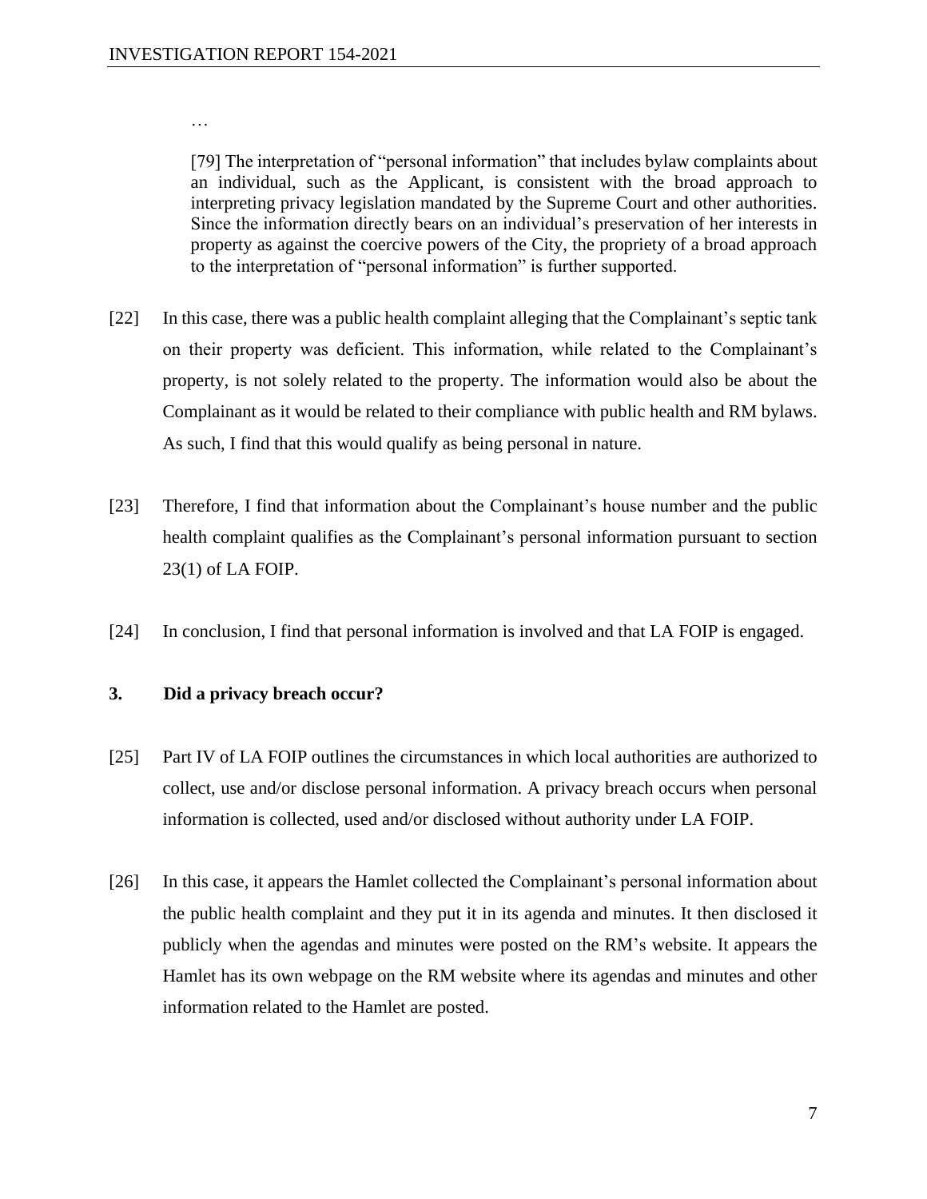…

> [79] The interpretation of "personal information" that includes bylaw complaints about an individual, such as the Applicant, is consistent with the broad approach to interpreting privacy legislation mandated by the Supreme Court and other authorities. Since the information directly bears on an individual's preservation of her interests in property as against the coercive powers of the City, the propriety of a broad approach to the interpretation of "personal information" is further supported.

[22] In this case, there was a public health complaint alleging that the Complainant's septic tank on their property was deficient. This information, while related to the Complainant's property, is not solely related to the property. The information would also be about the Complainant as it would be related to their compliance with public health and RM bylaws. As such, I find that this would qualify as being personal in nature.

[23] Therefore, I find that information about the Complainant's house number and the public health complaint qualifies as the Complainant's personal information pursuant to section 23(1) of LA FOIP.

[24] In conclusion, I find that personal information is involved and that LA FOIP is engaged.

### 3. Did a privacy breach occur?

[25] Part IV of LA FOIP outlines the circumstances in which local authorities are authorized to collect, use and/or disclose personal information. A privacy breach occurs when personal information is collected, used and/or disclosed without authority under LA FOIP.

[26] In this case, it appears the Hamlet collected the Complainant's personal information about the public health complaint and they put it in its agenda and minutes. It then disclosed it publicly when the agendas and minutes were posted on the RM's website. It appears the Hamlet has its own webpage on the RM website where its agendas and minutes and other information related to the Hamlet are posted.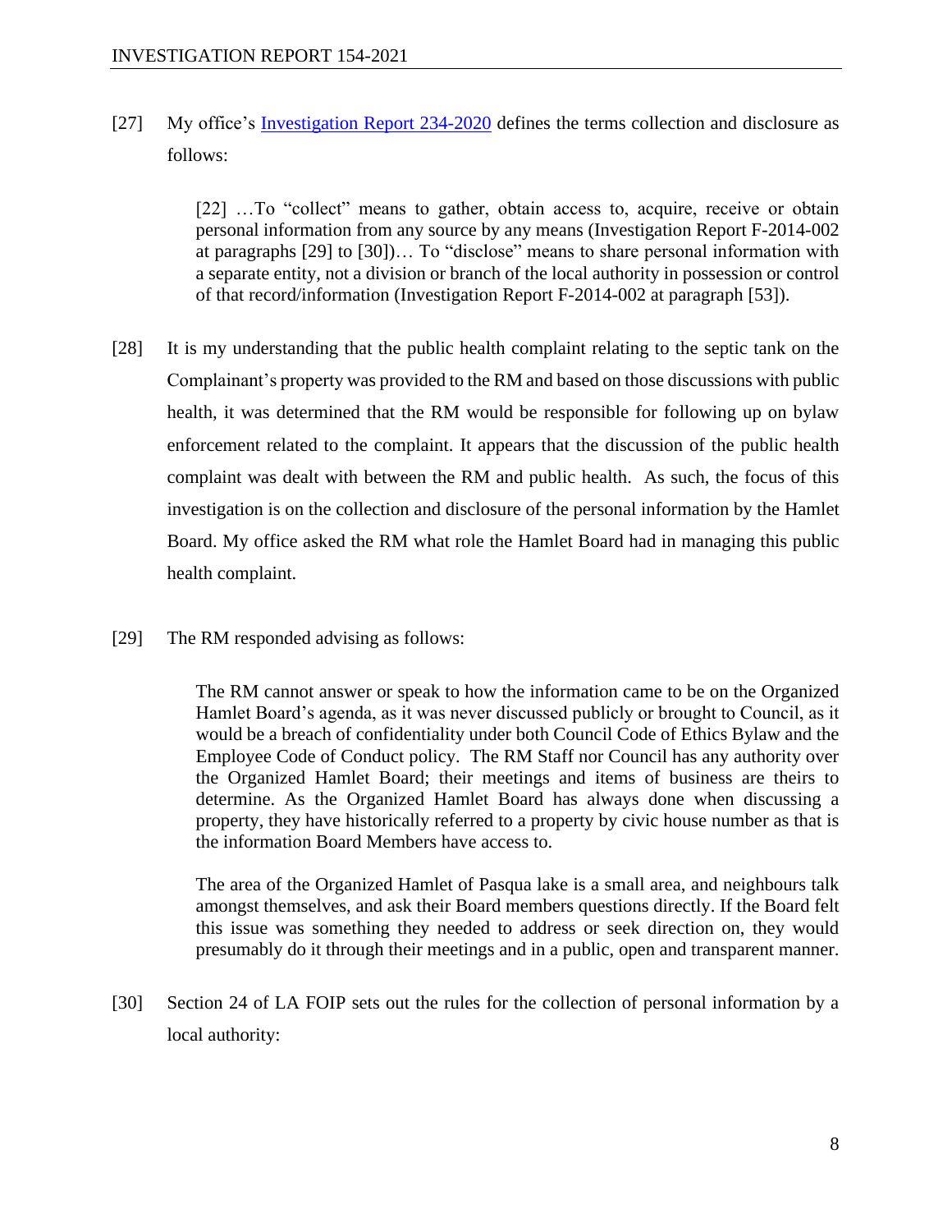[27] My office's [Investigation Report 234-2020](#) defines the terms collection and disclosure as follows:

> [22] …To "collect" means to gather, obtain access to, acquire, receive or obtain personal information from any source by any means (Investigation Report F-2014-002 at paragraphs [29] to [30])… To "disclose" means to share personal information with a separate entity, not a division or branch of the local authority in possession or control of that record/information (Investigation Report F-2014-002 at paragraph [53]).

[28] It is my understanding that the public health complaint relating to the septic tank on the Complainant's property was provided to the RM and based on those discussions with public health, it was determined that the RM would be responsible for following up on bylaw enforcement related to the complaint. It appears that the discussion of the public health complaint was dealt with between the RM and public health. As such, the focus of this investigation is on the collection and disclosure of the personal information by the Hamlet Board. My office asked the RM what role the Hamlet Board had in managing this public health complaint.

[29] The RM responded advising as follows:

> The RM cannot answer or speak to how the information came to be on the Organized Hamlet Board's agenda, as it was never discussed publicly or brought to Council, as it would be a breach of confidentiality under both Council Code of Ethics Bylaw and the Employee Code of Conduct policy. The RM Staff nor Council has any authority over the Organized Hamlet Board; their meetings and items of business are theirs to determine. As the Organized Hamlet Board has always done when discussing a property, they have historically referred to a property by civic house number as that is the information Board Members have access to.
>
> The area of the Organized Hamlet of Pasqua lake is a small area, and neighbours talk amongst themselves, and ask their Board members questions directly. If the Board felt this issue was something they needed to address or seek direction on, they would presumably do it through their meetings and in a public, open and transparent manner.

[30] Section 24 of LA FOIP sets out the rules for the collection of personal information by a local authority: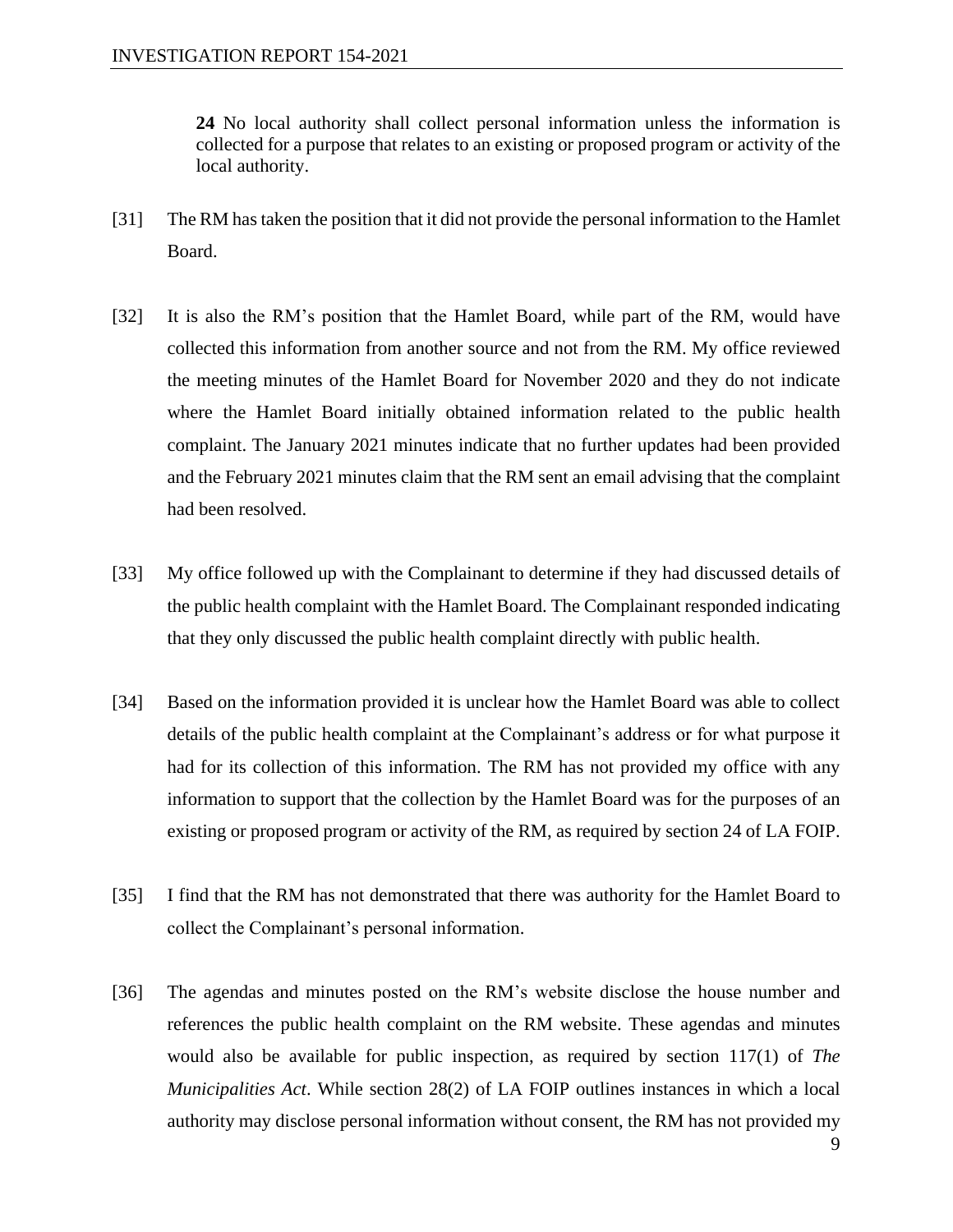> **24** No local authority shall collect personal information unless the information is collected for a purpose that relates to an existing or proposed program or activity of the local authority.

[31] The RM has taken the position that it did not provide the personal information to the Hamlet Board.

[32] It is also the RM's position that the Hamlet Board, while part of the RM, would have collected this information from another source and not from the RM. My office reviewed the meeting minutes of the Hamlet Board for November 2020 and they do not indicate where the Hamlet Board initially obtained information related to the public health complaint. The January 2021 minutes indicate that no further updates had been provided and the February 2021 minutes claim that the RM sent an email advising that the complaint had been resolved.

[33] My office followed up with the Complainant to determine if they had discussed details of the public health complaint with the Hamlet Board. The Complainant responded indicating that they only discussed the public health complaint directly with public health.

[34] Based on the information provided it is unclear how the Hamlet Board was able to collect details of the public health complaint at the Complainant's address or for what purpose it had for its collection of this information. The RM has not provided my office with any information to support that the collection by the Hamlet Board was for the purposes of an existing or proposed program or activity of the RM, as required by section 24 of LA FOIP.

[35] I find that the RM has not demonstrated that there was authority for the Hamlet Board to collect the Complainant's personal information.

[36] The agendas and minutes posted on the RM's website disclose the house number and references the public health complaint on the RM website. These agendas and minutes would also be available for public inspection, as required by section 117(1) of *The Municipalities Act*. While section 28(2) of LA FOIP outlines instances in which a local authority may disclose personal information without consent, the RM has not provided my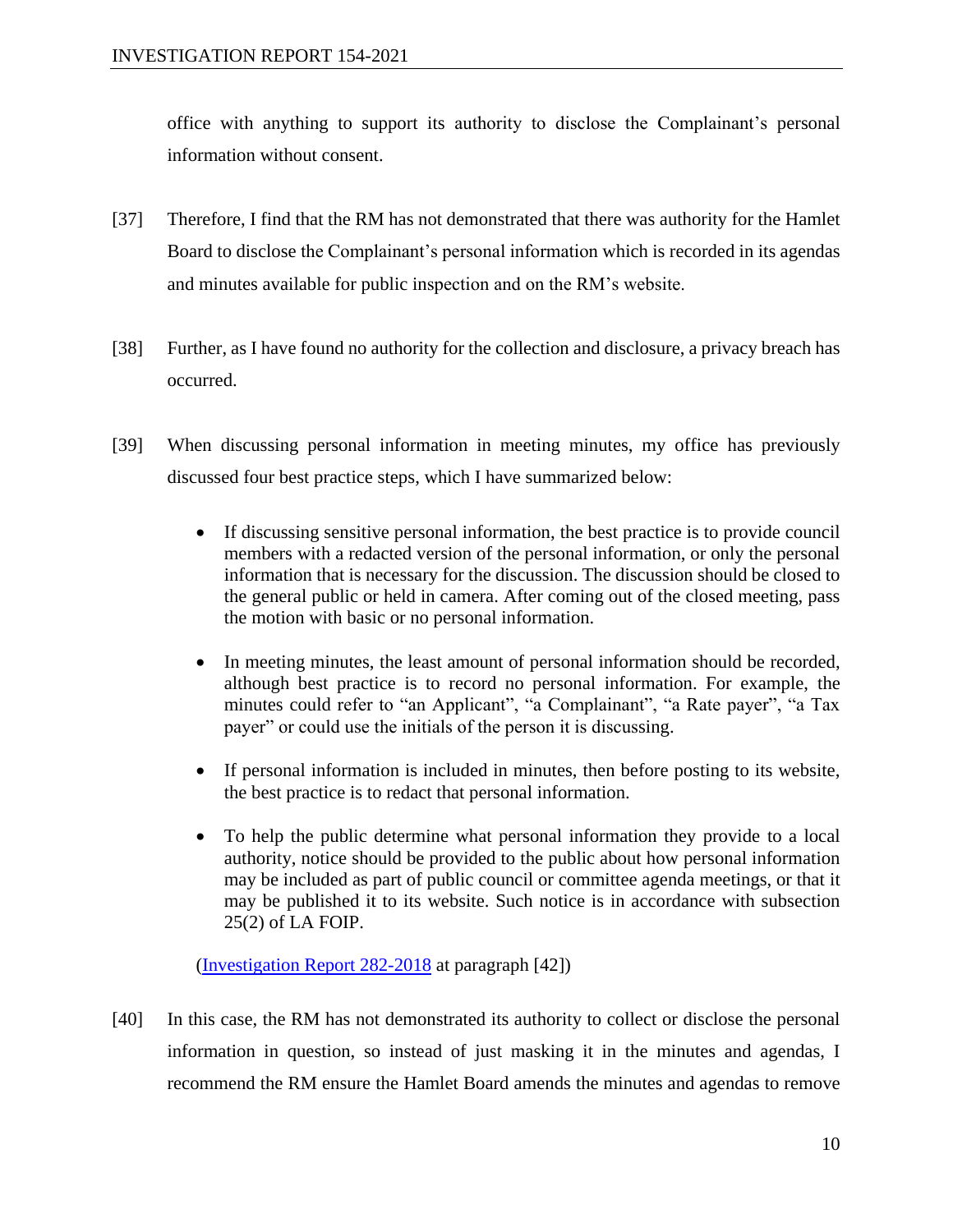office with anything to support its authority to disclose the Complainant's personal information without consent.

[37] Therefore, I find that the RM has not demonstrated that there was authority for the Hamlet Board to disclose the Complainant's personal information which is recorded in its agendas and minutes available for public inspection and on the RM's website.

[38] Further, as I have found no authority for the collection and disclosure, a privacy breach has occurred.

[39] When discussing personal information in meeting minutes, my office has previously discussed four best practice steps, which I have summarized below:

- If discussing sensitive personal information, the best practice is to provide council members with a redacted version of the personal information, or only the personal information that is necessary for the discussion. The discussion should be closed to the general public or held in camera. After coming out of the closed meeting, pass the motion with basic or no personal information.

- In meeting minutes, the least amount of personal information should be recorded, although best practice is to record no personal information. For example, the minutes could refer to "an Applicant", "a Complainant", "a Rate payer", "a Tax payer" or could use the initials of the person it is discussing.

- If personal information is included in minutes, then before posting to its website, the best practice is to redact that personal information.

- To help the public determine what personal information they provide to a local authority, notice should be provided to the public about how personal information may be included as part of public council or committee agenda meetings, or that it may be published it to its website. Such notice is in accordance with subsection 25(2) of LA FOIP.

(Investigation Report 282-2018 at paragraph [42])

[40] In this case, the RM has not demonstrated its authority to collect or disclose the personal information in question, so instead of just masking it in the minutes and agendas, I recommend the RM ensure the Hamlet Board amends the minutes and agendas to remove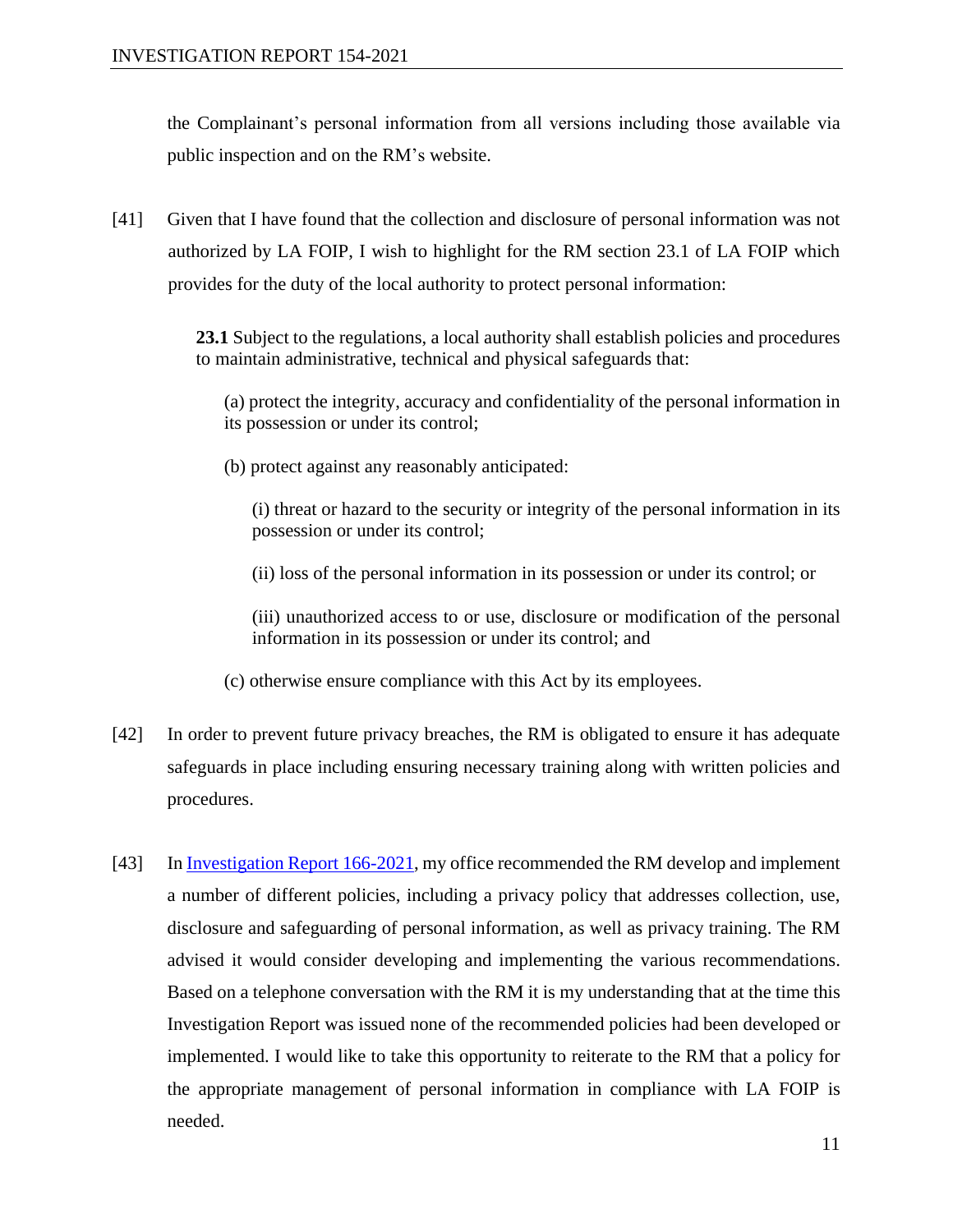the Complainant's personal information from all versions including those available via public inspection and on the RM's website.

[41] Given that I have found that the collection and disclosure of personal information was not authorized by LA FOIP, I wish to highlight for the RM section 23.1 of LA FOIP which provides for the duty of the local authority to protect personal information:

> **23.1** Subject to the regulations, a local authority shall establish policies and procedures to maintain administrative, technical and physical safeguards that:
>
> (a) protect the integrity, accuracy and confidentiality of the personal information in its possession or under its control;
>
> (b) protect against any reasonably anticipated:
>
> (i) threat or hazard to the security or integrity of the personal information in its possession or under its control;
>
> (ii) loss of the personal information in its possession or under its control; or
>
> (iii) unauthorized access to or use, disclosure or modification of the personal information in its possession or under its control; and
>
> (c) otherwise ensure compliance with this Act by its employees.

[42] In order to prevent future privacy breaches, the RM is obligated to ensure it has adequate safeguards in place including ensuring necessary training along with written policies and procedures.

[43] In Investigation Report 166-2021, my office recommended the RM develop and implement a number of different policies, including a privacy policy that addresses collection, use, disclosure and safeguarding of personal information, as well as privacy training. The RM advised it would consider developing and implementing the various recommendations. Based on a telephone conversation with the RM it is my understanding that at the time this Investigation Report was issued none of the recommended policies had been developed or implemented. I would like to take this opportunity to reiterate to the RM that a policy for the appropriate management of personal information in compliance with LA FOIP is needed.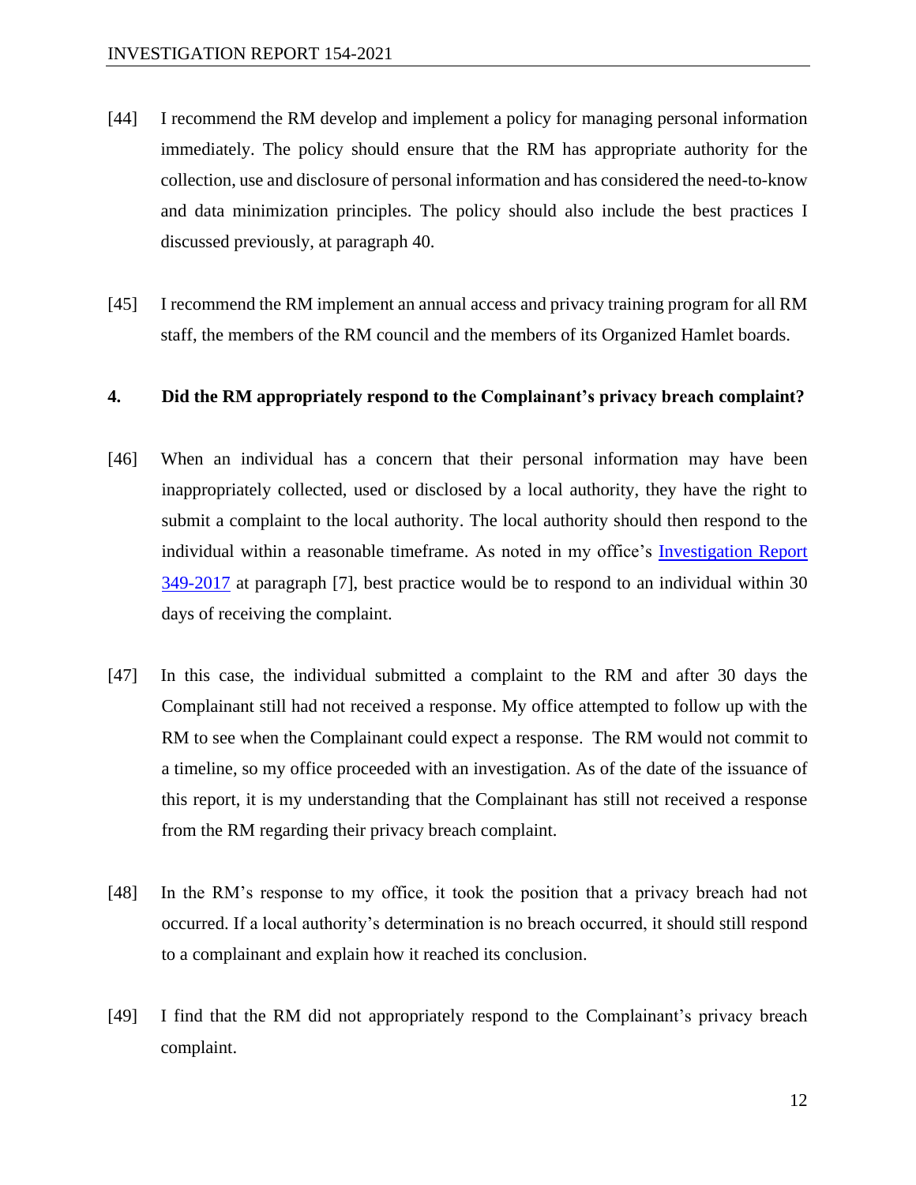[44] I recommend the RM develop and implement a policy for managing personal information immediately. The policy should ensure that the RM has appropriate authority for the collection, use and disclosure of personal information and has considered the need-to-know and data minimization principles. The policy should also include the best practices I discussed previously, at paragraph 40.

[45] I recommend the RM implement an annual access and privacy training program for all RM staff, the members of the RM council and the members of its Organized Hamlet boards.

**4. Did the RM appropriately respond to the Complainant's privacy breach complaint?**

[46] When an individual has a concern that their personal information may have been inappropriately collected, used or disclosed by a local authority, they have the right to submit a complaint to the local authority. The local authority should then respond to the individual within a reasonable timeframe. As noted in my office's Investigation Report 349-2017 at paragraph [7], best practice would be to respond to an individual within 30 days of receiving the complaint.

[47] In this case, the individual submitted a complaint to the RM and after 30 days the Complainant still had not received a response. My office attempted to follow up with the RM to see when the Complainant could expect a response. The RM would not commit to a timeline, so my office proceeded with an investigation. As of the date of the issuance of this report, it is my understanding that the Complainant has still not received a response from the RM regarding their privacy breach complaint.

[48] In the RM's response to my office, it took the position that a privacy breach had not occurred. If a local authority's determination is no breach occurred, it should still respond to a complainant and explain how it reached its conclusion.

[49] I find that the RM did not appropriately respond to the Complainant's privacy breach complaint.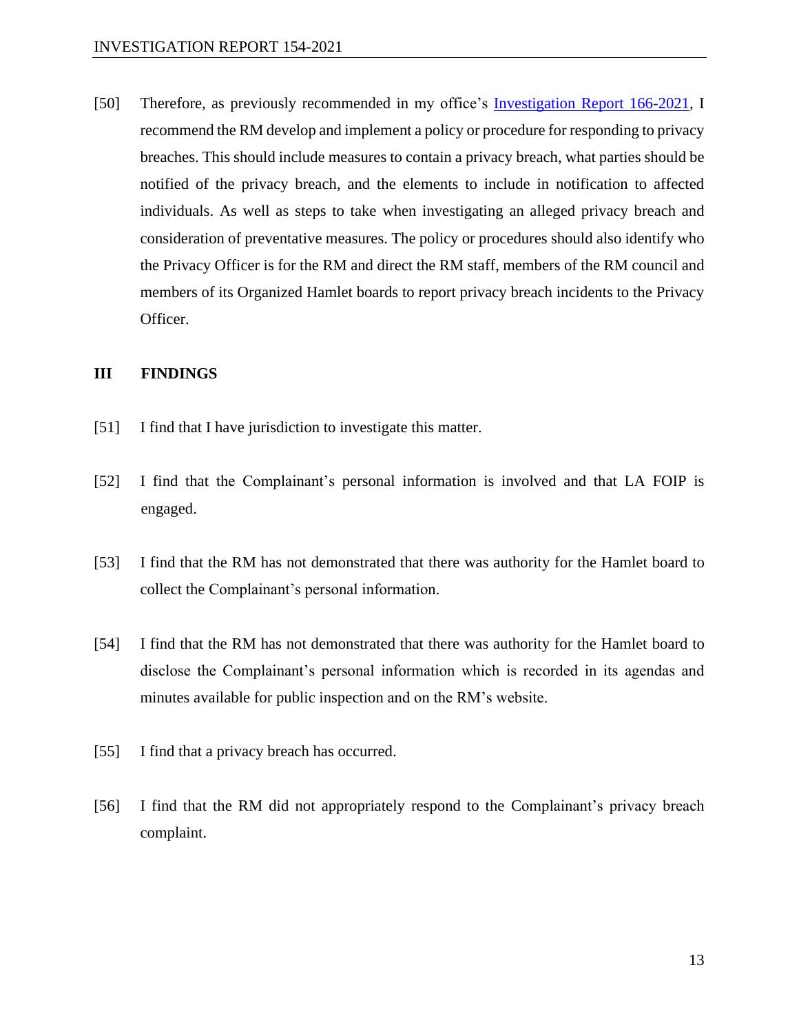[50] Therefore, as previously recommended in my office's Investigation Report 166-2021, I recommend the RM develop and implement a policy or procedure for responding to privacy breaches. This should include measures to contain a privacy breach, what parties should be notified of the privacy breach, and the elements to include in notification to affected individuals. As well as steps to take when investigating an alleged privacy breach and consideration of preventative measures. The policy or procedures should also identify who the Privacy Officer is for the RM and direct the RM staff, members of the RM council and members of its Organized Hamlet boards to report privacy breach incidents to the Privacy Officer.

## III FINDINGS

[51] I find that I have jurisdiction to investigate this matter.

[52] I find that the Complainant's personal information is involved and that LA FOIP is engaged.

[53] I find that the RM has not demonstrated that there was authority for the Hamlet board to collect the Complainant's personal information.

[54] I find that the RM has not demonstrated that there was authority for the Hamlet board to disclose the Complainant's personal information which is recorded in its agendas and minutes available for public inspection and on the RM's website.

[55] I find that a privacy breach has occurred.

[56] I find that the RM did not appropriately respond to the Complainant's privacy breach complaint.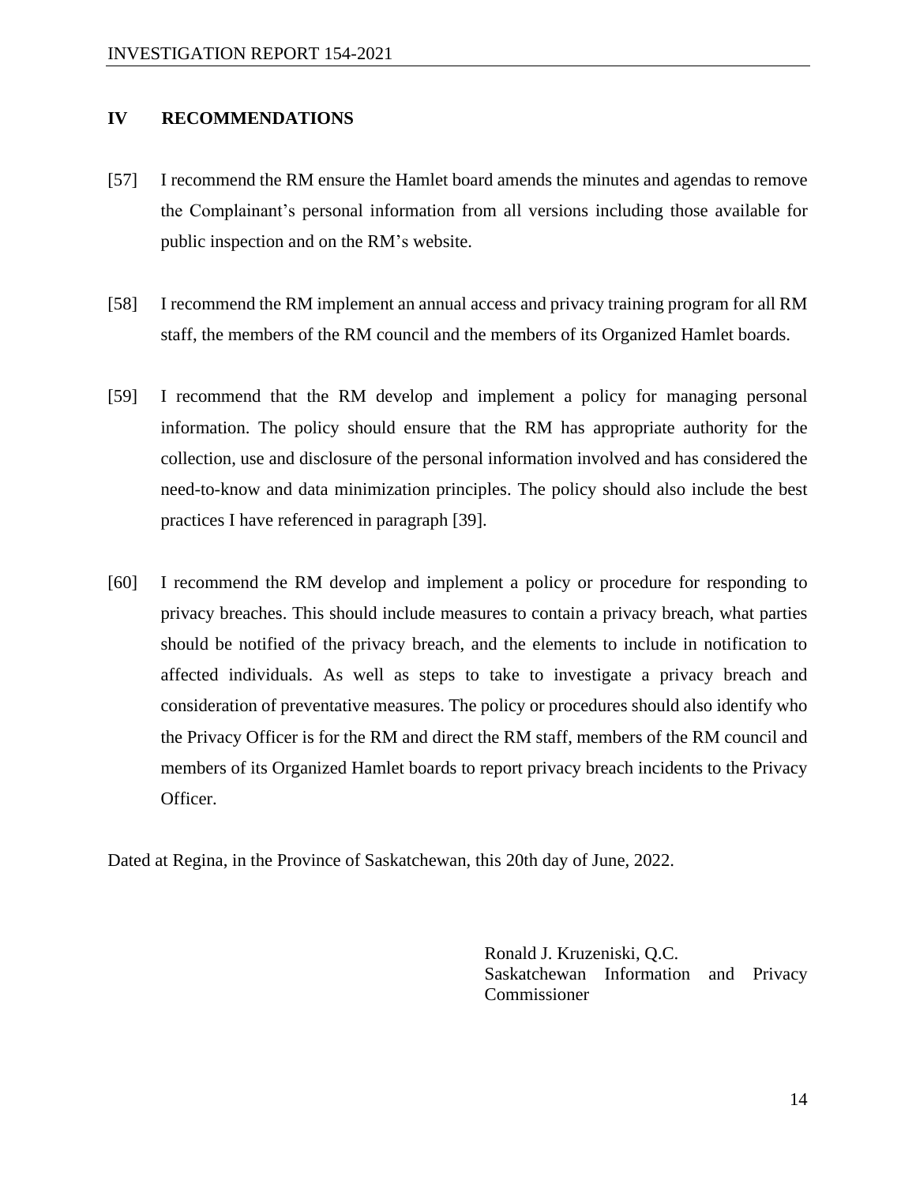## IV RECOMMENDATIONS

[57] I recommend the RM ensure the Hamlet board amends the minutes and agendas to remove the Complainant's personal information from all versions including those available for public inspection and on the RM's website.

[58] I recommend the RM implement an annual access and privacy training program for all RM staff, the members of the RM council and the members of its Organized Hamlet boards.

[59] I recommend that the RM develop and implement a policy for managing personal information. The policy should ensure that the RM has appropriate authority for the collection, use and disclosure of the personal information involved and has considered the need-to-know and data minimization principles. The policy should also include the best practices I have referenced in paragraph [39].

[60] I recommend the RM develop and implement a policy or procedure for responding to privacy breaches. This should include measures to contain a privacy breach, what parties should be notified of the privacy breach, and the elements to include in notification to affected individuals. As well as steps to take to investigate a privacy breach and consideration of preventative measures. The policy or procedures should also identify who the Privacy Officer is for the RM and direct the RM staff, members of the RM council and members of its Organized Hamlet boards to report privacy breach incidents to the Privacy Officer.

Dated at Regina, in the Province of Saskatchewan, this 20th day of June, 2022.

Ronald J. Kruzeniski, Q.C.
Saskatchewan Information and Privacy Commissioner